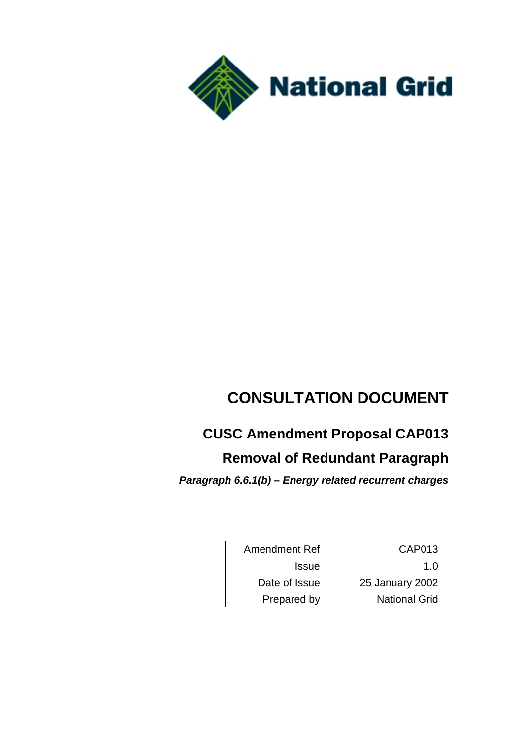National Grid

# CONSULTATION DOCUMENT

## CUSC Amendment Proposal CAP013

## Removal of Redundant Paragraph

***Paragraph 6.6.1(b) – Energy related recurrent charges***

| Amendment Ref | CAP013 |
|---|---|
| Issue | 1.0 |
| Date of Issue | 25 January 2002 |
| Prepared by | National Grid |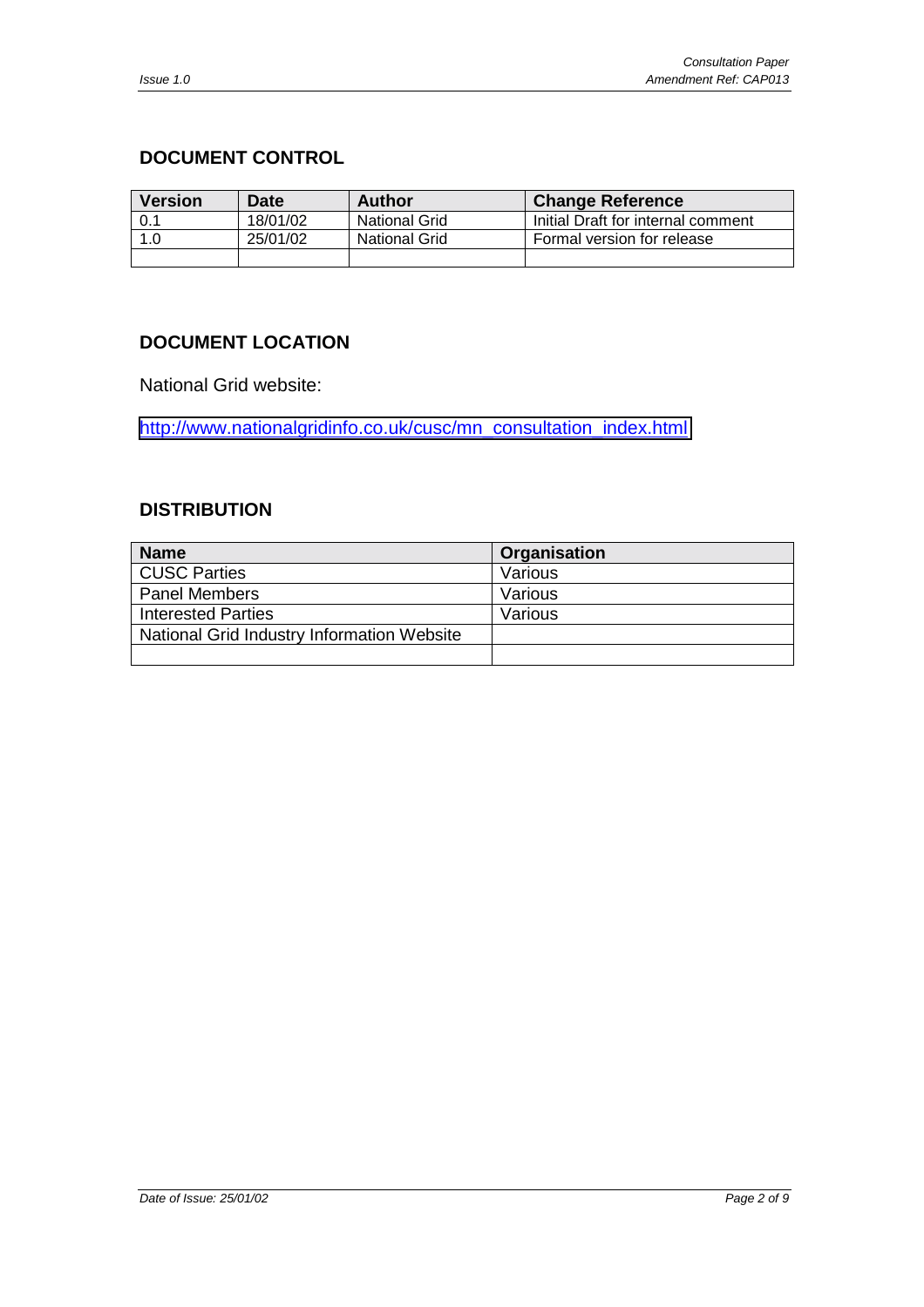## DOCUMENT CONTROL

| Version | Date | Author | Change Reference |
|---|---|---|---|
| 0.1 | 18/01/02 | National Grid | Initial Draft for internal comment |
| 1.0 | 25/01/02 | National Grid | Formal version for release |
| | | | |

## DOCUMENT LOCATION

National Grid website:

http://www.nationalgridinfo.co.uk/cusc/mn_consultation_index.html

## DISTRIBUTION

| Name | Organisation |
|---|---|
| CUSC Parties | Various |
| Panel Members | Various |
| Interested Parties | Various |
| National Grid Industry Information Website | |
| | |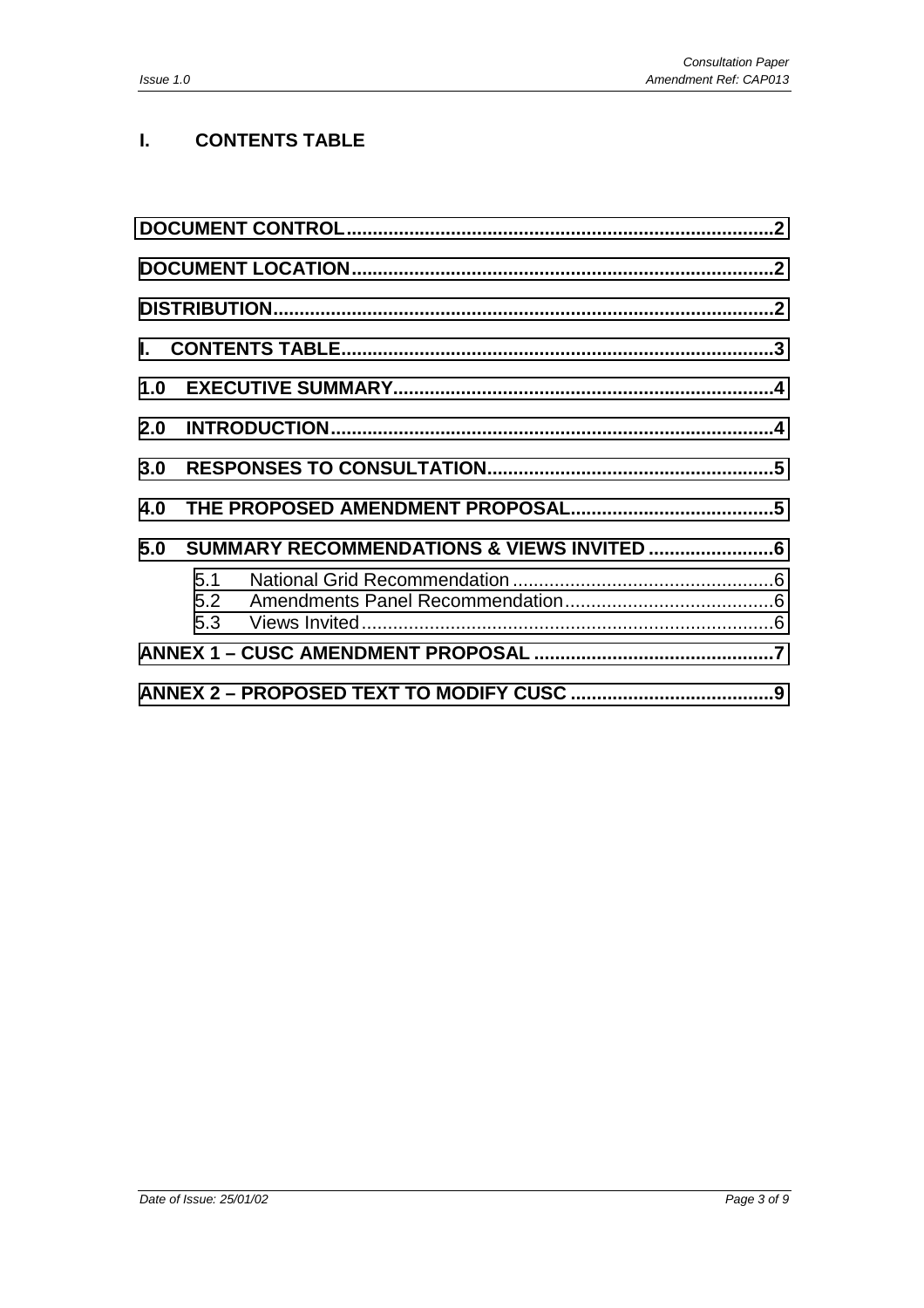## I. CONTENTS TABLE

**DOCUMENT CONTROL** .......... **2**

**DOCUMENT LOCATION** .......... **2**

**DISTRIBUTION** .......... **2**

**I. CONTENTS TABLE** .......... **3**

**1.0 EXECUTIVE SUMMARY** .......... **4**

**2.0 INTRODUCTION** .......... **4**

**3.0 RESPONSES TO CONSULTATION** .......... **5**

**4.0 THE PROPOSED AMENDMENT PROPOSAL** .......... **5**

**5.0 SUMMARY RECOMMENDATIONS & VIEWS INVITED** .......... **6**

- 5.1 National Grid Recommendation .......... 6
- 5.2 Amendments Panel Recommendation .......... 6
- 5.3 Views Invited .......... 6

**ANNEX 1 – CUSC AMENDMENT PROPOSAL** .......... **7**

**ANNEX 2 – PROPOSED TEXT TO MODIFY CUSC** .......... **9**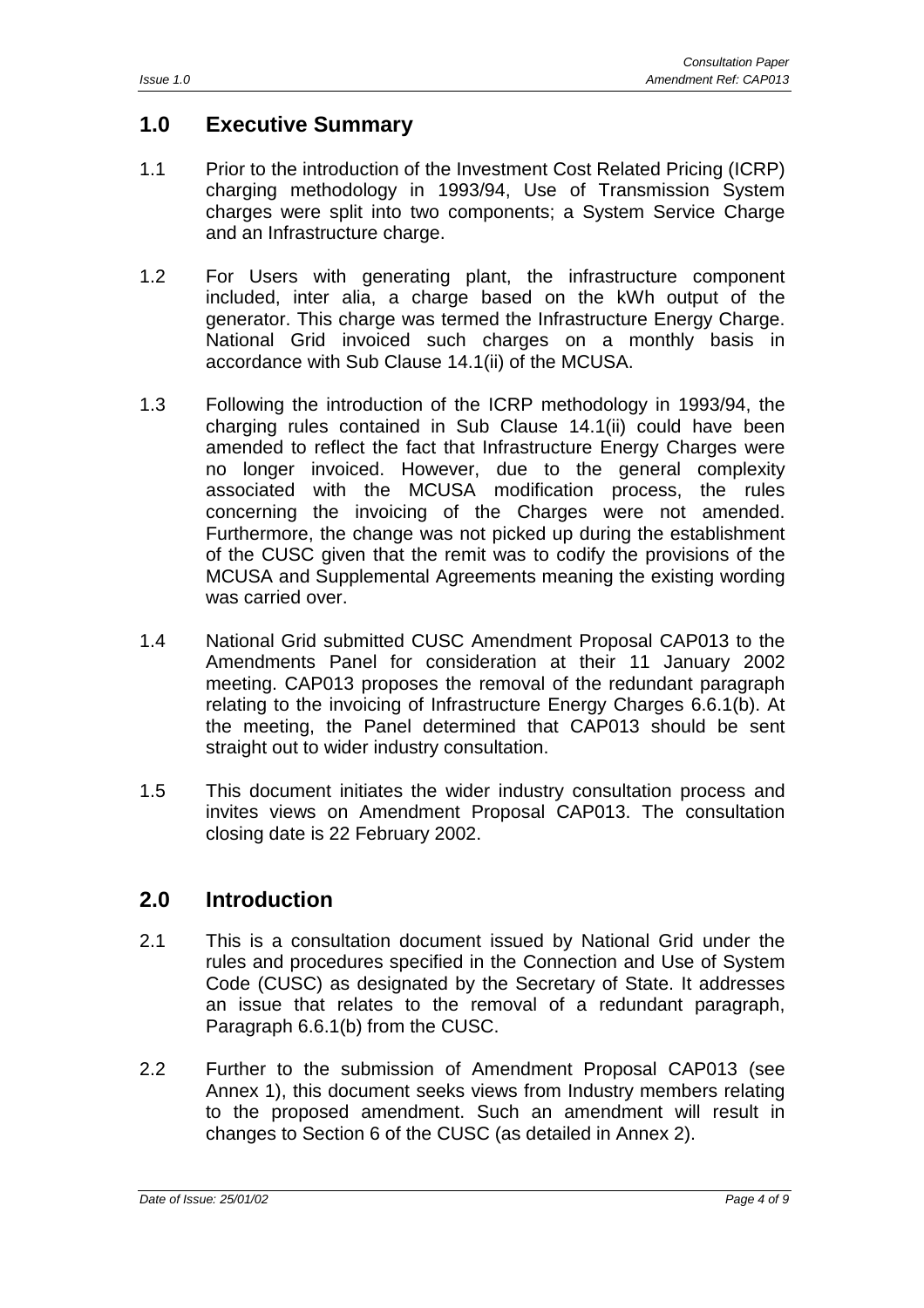## 1.0 Executive Summary

1.1 Prior to the introduction of the Investment Cost Related Pricing (ICRP) charging methodology in 1993/94, Use of Transmission System charges were split into two components; a System Service Charge and an Infrastructure charge.

1.2 For Users with generating plant, the infrastructure component included, inter alia, a charge based on the kWh output of the generator. This charge was termed the Infrastructure Energy Charge. National Grid invoiced such charges on a monthly basis in accordance with Sub Clause 14.1(ii) of the MCUSA.

1.3 Following the introduction of the ICRP methodology in 1993/94, the charging rules contained in Sub Clause 14.1(ii) could have been amended to reflect the fact that Infrastructure Energy Charges were no longer invoiced. However, due to the general complexity associated with the MCUSA modification process, the rules concerning the invoicing of the Charges were not amended. Furthermore, the change was not picked up during the establishment of the CUSC given that the remit was to codify the provisions of the MCUSA and Supplemental Agreements meaning the existing wording was carried over.

1.4 National Grid submitted CUSC Amendment Proposal CAP013 to the Amendments Panel for consideration at their 11 January 2002 meeting. CAP013 proposes the removal of the redundant paragraph relating to the invoicing of Infrastructure Energy Charges 6.6.1(b). At the meeting, the Panel determined that CAP013 should be sent straight out to wider industry consultation.

1.5 This document initiates the wider industry consultation process and invites views on Amendment Proposal CAP013. The consultation closing date is 22 February 2002.

## 2.0 Introduction

2.1 This is a consultation document issued by National Grid under the rules and procedures specified in the Connection and Use of System Code (CUSC) as designated by the Secretary of State. It addresses an issue that relates to the removal of a redundant paragraph, Paragraph 6.6.1(b) from the CUSC.

2.2 Further to the submission of Amendment Proposal CAP013 (see Annex 1), this document seeks views from Industry members relating to the proposed amendment. Such an amendment will result in changes to Section 6 of the CUSC (as detailed in Annex 2).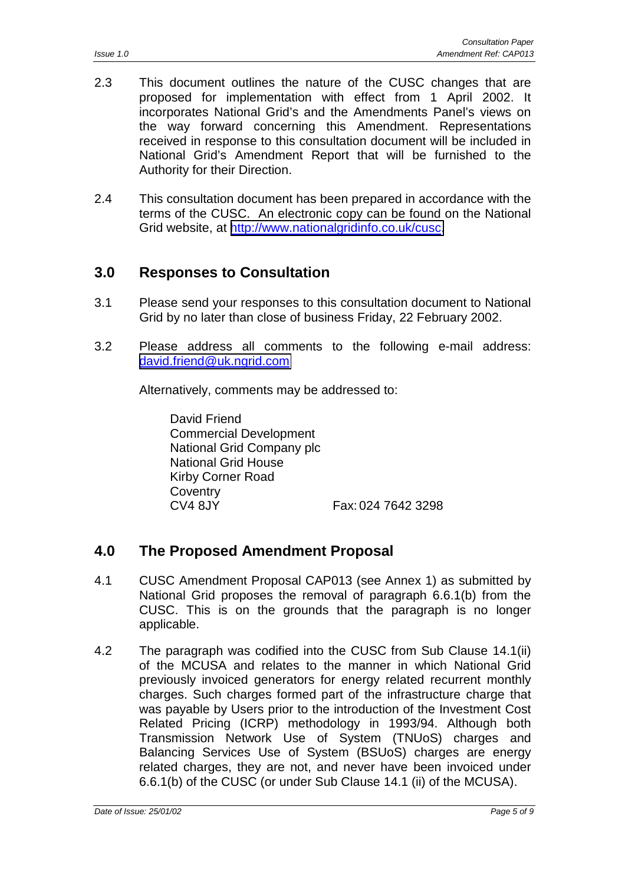2.3 This document outlines the nature of the CUSC changes that are proposed for implementation with effect from 1 April 2002. It incorporates National Grid's and the Amendments Panel's views on the way forward concerning this Amendment. Representations received in response to this consultation document will be included in National Grid's Amendment Report that will be furnished to the Authority for their Direction.

2.4 This consultation document has been prepared in accordance with the terms of the CUSC. An electronic copy can be found on the National Grid website, at http://www.nationalgridinfo.co.uk/cusc.

## 3.0 Responses to Consultation

3.1 Please send your responses to this consultation document to National Grid by no later than close of business Friday, 22 February 2002.

3.2 Please address all comments to the following e-mail address: david.friend@uk.ngrid.com

Alternatively, comments may be addressed to:

David Friend
Commercial Development
National Grid Company plc
National Grid House
Kirby Corner Road
Coventry
CV4 8JY                    Fax: 024 7642 3298

## 4.0 The Proposed Amendment Proposal

4.1 CUSC Amendment Proposal CAP013 (see Annex 1) as submitted by National Grid proposes the removal of paragraph 6.6.1(b) from the CUSC. This is on the grounds that the paragraph is no longer applicable.

4.2 The paragraph was codified into the CUSC from Sub Clause 14.1(ii) of the MCUSA and relates to the manner in which National Grid previously invoiced generators for energy related recurrent monthly charges. Such charges formed part of the infrastructure charge that was payable by Users prior to the introduction of the Investment Cost Related Pricing (ICRP) methodology in 1993/94. Although both Transmission Network Use of System (TNUoS) charges and Balancing Services Use of System (BSUoS) charges are energy related charges, they are not, and never have been invoiced under 6.6.1(b) of the CUSC (or under Sub Clause 14.1 (ii) of the MCUSA).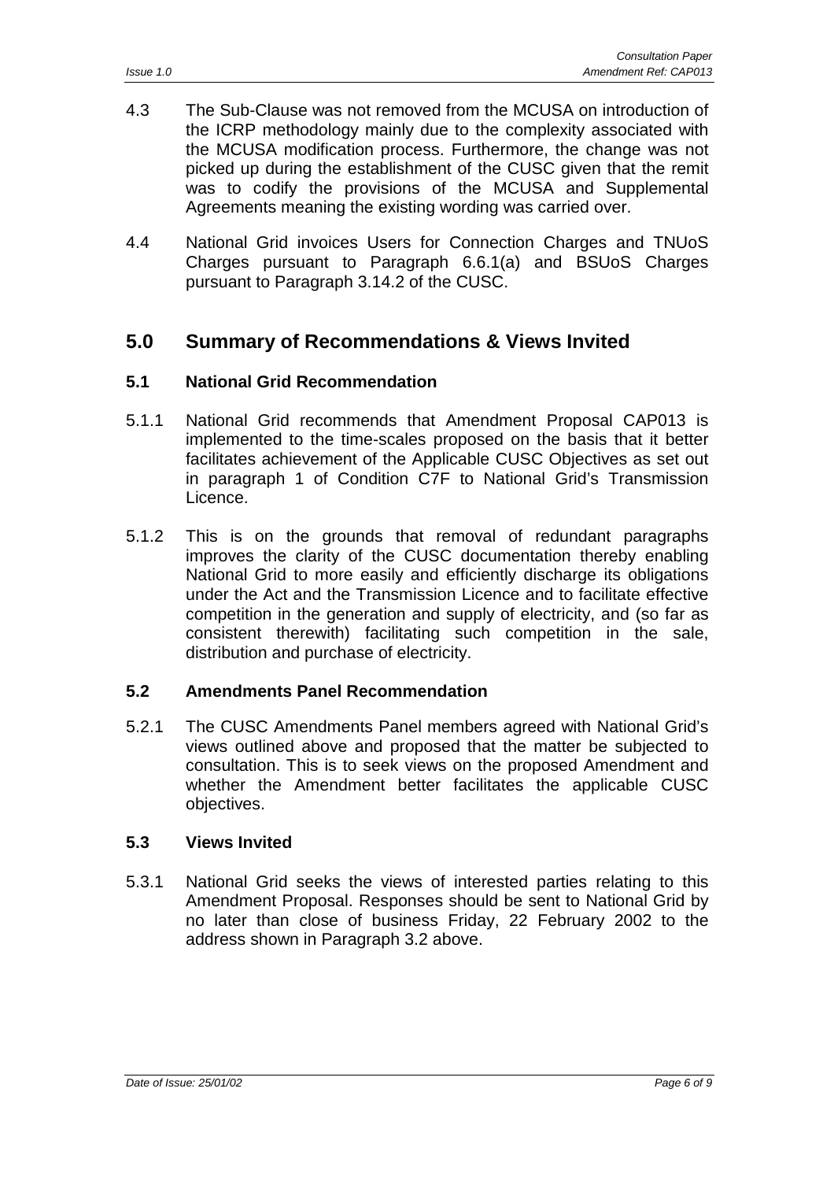4.3 The Sub-Clause was not removed from the MCUSA on introduction of the ICRP methodology mainly due to the complexity associated with the MCUSA modification process. Furthermore, the change was not picked up during the establishment of the CUSC given that the remit was to codify the provisions of the MCUSA and Supplemental Agreements meaning the existing wording was carried over.

4.4 National Grid invoices Users for Connection Charges and TNUoS Charges pursuant to Paragraph 6.6.1(a) and BSUoS Charges pursuant to Paragraph 3.14.2 of the CUSC.

## 5.0 Summary of Recommendations & Views Invited

### 5.1 National Grid Recommendation

5.1.1 National Grid recommends that Amendment Proposal CAP013 is implemented to the time-scales proposed on the basis that it better facilitates achievement of the Applicable CUSC Objectives as set out in paragraph 1 of Condition C7F to National Grid's Transmission Licence.

5.1.2 This is on the grounds that removal of redundant paragraphs improves the clarity of the CUSC documentation thereby enabling National Grid to more easily and efficiently discharge its obligations under the Act and the Transmission Licence and to facilitate effective competition in the generation and supply of electricity, and (so far as consistent therewith) facilitating such competition in the sale, distribution and purchase of electricity.

### 5.2 Amendments Panel Recommendation

5.2.1 The CUSC Amendments Panel members agreed with National Grid's views outlined above and proposed that the matter be subjected to consultation. This is to seek views on the proposed Amendment and whether the Amendment better facilitates the applicable CUSC objectives.

### 5.3 Views Invited

5.3.1 National Grid seeks the views of interested parties relating to this Amendment Proposal. Responses should be sent to National Grid by no later than close of business Friday, 22 February 2002 to the address shown in Paragraph 3.2 above.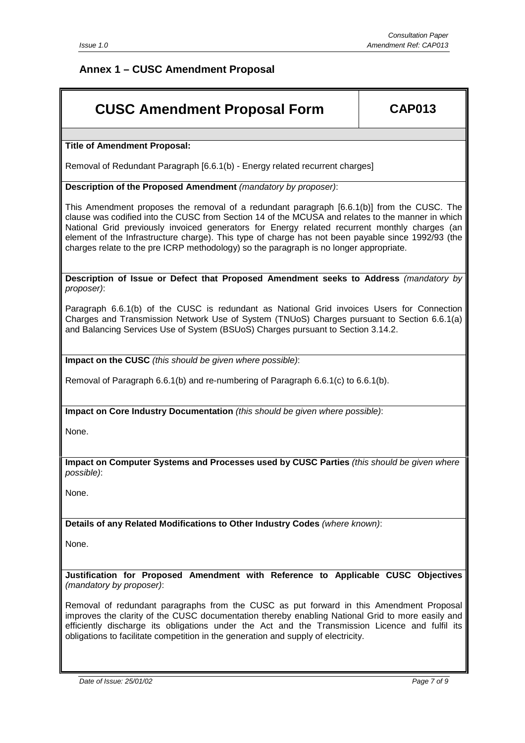## Annex 1 – CUSC Amendment Proposal

# CUSC Amendment Proposal Form — CAP013

**Title of Amendment Proposal:**

Removal of Redundant Paragraph [6.6.1(b) - Energy related recurrent charges]

**Description of the Proposed Amendment** *(mandatory by proposer)*:

This Amendment proposes the removal of a redundant paragraph [6.6.1(b)] from the CUSC. The clause was codified into the CUSC from Section 14 of the MCUSA and relates to the manner in which National Grid previously invoiced generators for Energy related recurrent monthly charges (an element of the Infrastructure charge). This type of charge has not been payable since 1992/93 (the charges relate to the pre ICRP methodology) so the paragraph is no longer appropriate.

**Description of Issue or Defect that Proposed Amendment seeks to Address** *(mandatory by proposer)*:

Paragraph 6.6.1(b) of the CUSC is redundant as National Grid invoices Users for Connection Charges and Transmission Network Use of System (TNUoS) Charges pursuant to Section 6.6.1(a) and Balancing Services Use of System (BSUoS) Charges pursuant to Section 3.14.2.

**Impact on the CUSC** *(this should be given where possible)*:

Removal of Paragraph 6.6.1(b) and re-numbering of Paragraph 6.6.1(c) to 6.6.1(b).

**Impact on Core Industry Documentation** *(this should be given where possible)*:

None.

**Impact on Computer Systems and Processes used by CUSC Parties** *(this should be given where possible)*:

None.

**Details of any Related Modifications to Other Industry Codes** *(where known)*:

None.

**Justification for Proposed Amendment with Reference to Applicable CUSC Objectives** *(mandatory by proposer)*:

Removal of redundant paragraphs from the CUSC as put forward in this Amendment Proposal improves the clarity of the CUSC documentation thereby enabling National Grid to more easily and efficiently discharge its obligations under the Act and the Transmission Licence and fulfil its obligations to facilitate competition in the generation and supply of electricity.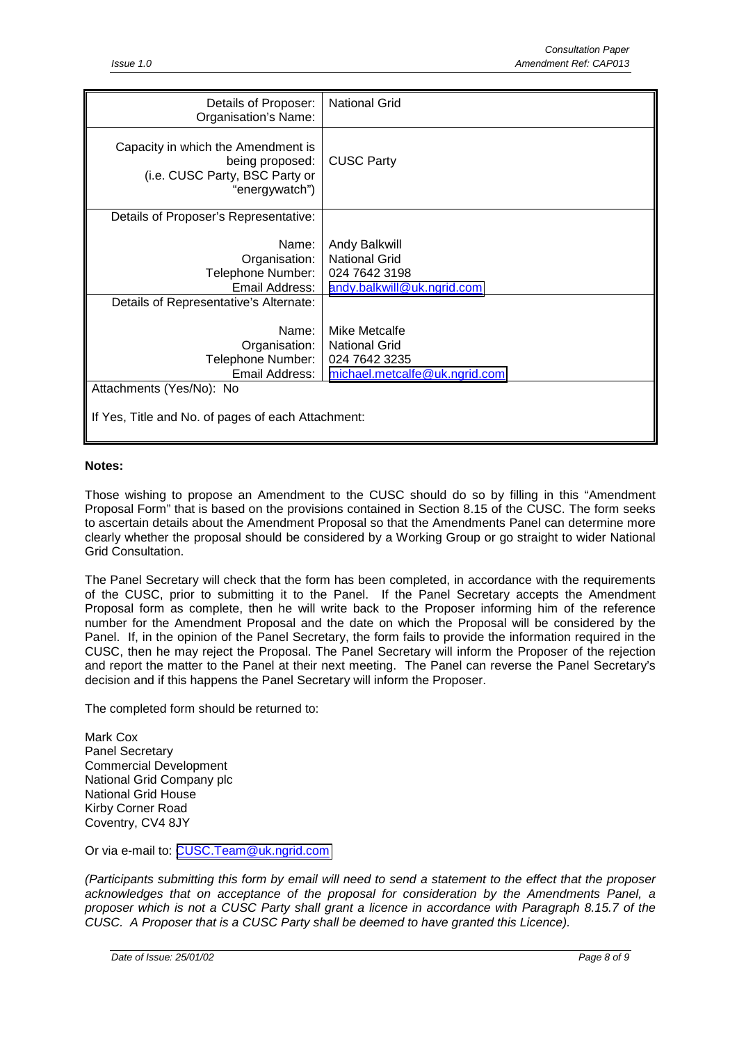| | |
|---|---|
| Details of Proposer: Organisation's Name: | National Grid |
| Capacity in which the Amendment is being proposed: (i.e. CUSC Party, BSC Party or "energywatch") | CUSC Party |
| Details of Proposer's Representative: | |
| Name: | Andy Balkwill |
| Organisation: | National Grid |
| Telephone Number: | 024 7642 3198 |
| Email Address: | andy.balkwill@uk.ngrid.com |
| Details of Representative's Alternate: | |
| Name: | Mike Metcalfe |
| Organisation: | National Grid |
| Telephone Number: | 024 7642 3235 |
| Email Address: | michael.metcalfe@uk.ngrid.com |
| Attachments (Yes/No): No | |
| If Yes, Title and No. of pages of each Attachment: | |

**Notes:**

Those wishing to propose an Amendment to the CUSC should do so by filling in this "Amendment Proposal Form" that is based on the provisions contained in Section 8.15 of the CUSC. The form seeks to ascertain details about the Amendment Proposal so that the Amendments Panel can determine more clearly whether the proposal should be considered by a Working Group or go straight to wider National Grid Consultation.

The Panel Secretary will check that the form has been completed, in accordance with the requirements of the CUSC, prior to submitting it to the Panel. If the Panel Secretary accepts the Amendment Proposal form as complete, then he will write back to the Proposer informing him of the reference number for the Amendment Proposal and the date on which the Proposal will be considered by the Panel. If, in the opinion of the Panel Secretary, the form fails to provide the information required in the CUSC, then he may reject the Proposal. The Panel Secretary will inform the Proposer of the rejection and report the matter to the Panel at their next meeting. The Panel can reverse the Panel Secretary's decision and if this happens the Panel Secretary will inform the Proposer.

The completed form should be returned to:

Mark Cox
Panel Secretary
Commercial Development
National Grid Company plc
National Grid House
Kirby Corner Road
Coventry, CV4 8JY

Or via e-mail to: CUSC.Team@uk.ngrid.com

*(Participants submitting this form by email will need to send a statement to the effect that the proposer acknowledges that on acceptance of the proposal for consideration by the Amendments Panel, a proposer which is not a CUSC Party shall grant a licence in accordance with Paragraph 8.15.7 of the CUSC. A Proposer that is a CUSC Party shall be deemed to have granted this Licence).*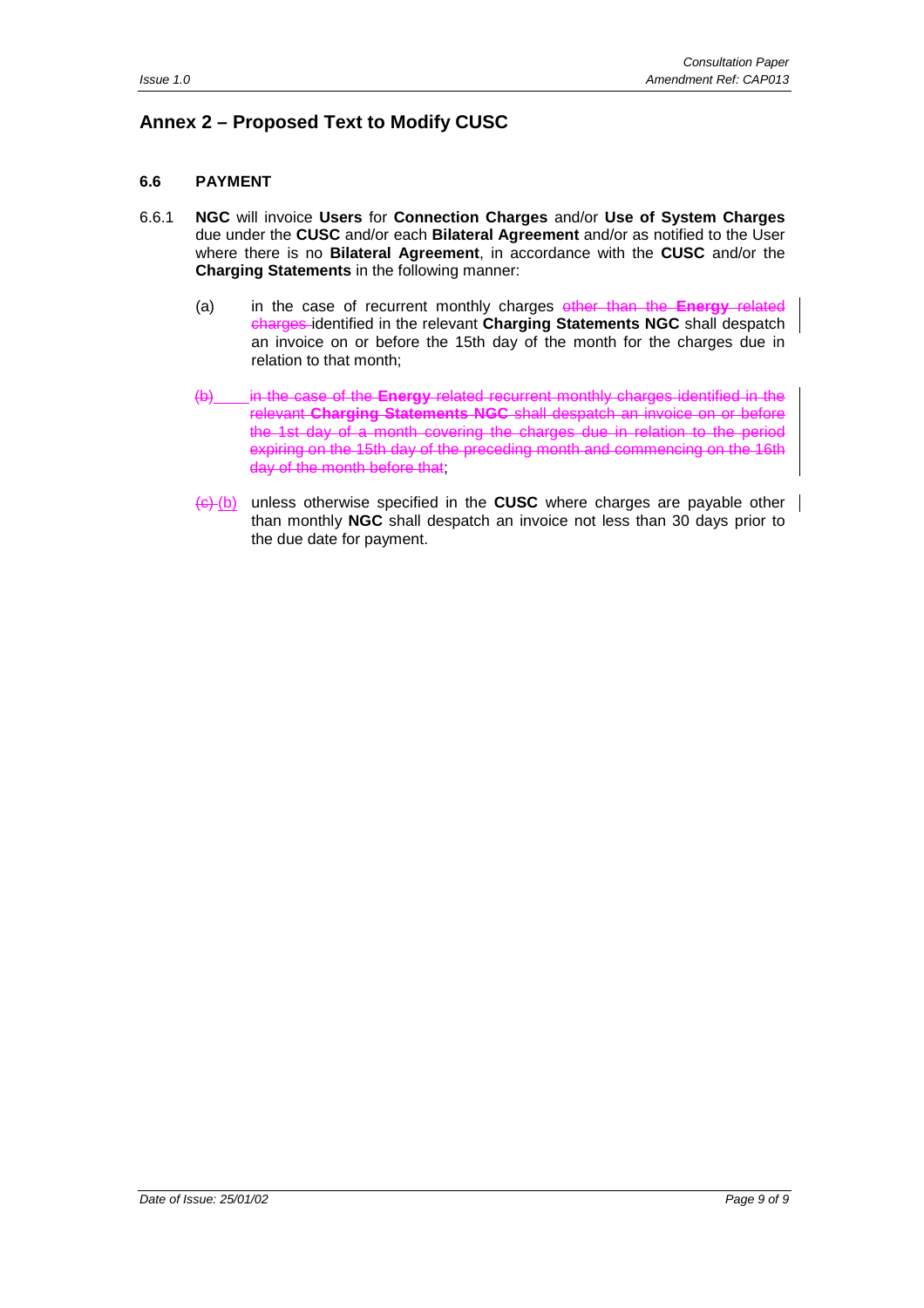## Annex 2 – Proposed Text to Modify CUSC

### 6.6 PAYMENT

6.6.1 **NGC** will invoice **Users** for **Connection Charges** and/or **Use of System Charges** due under the **CUSC** and/or each **Bilateral Agreement** and/or as notified to the User where there is no **Bilateral Agreement**, in accordance with the **CUSC** and/or the **Charging Statements** in the following manner:

(a) in the case of recurrent monthly charges ~~other than the **Energy** related charges~~ identified in the relevant **Charging Statements NGC** shall despatch an invoice on or before the 15th day of the month for the charges due in relation to that month;

~~(b) in the case of the **Energy** related recurrent monthly charges identified in the relevant **Charging Statements NGC** shall despatch an invoice on or before the 1st day of a month covering the charges due in relation to the period expiring on the 15th day of the preceding month and commencing on the 16th day of the month before that~~;

~~(c)~~ (b) unless otherwise specified in the **CUSC** where charges are payable other than monthly **NGC** shall despatch an invoice not less than 30 days prior to the due date for payment.